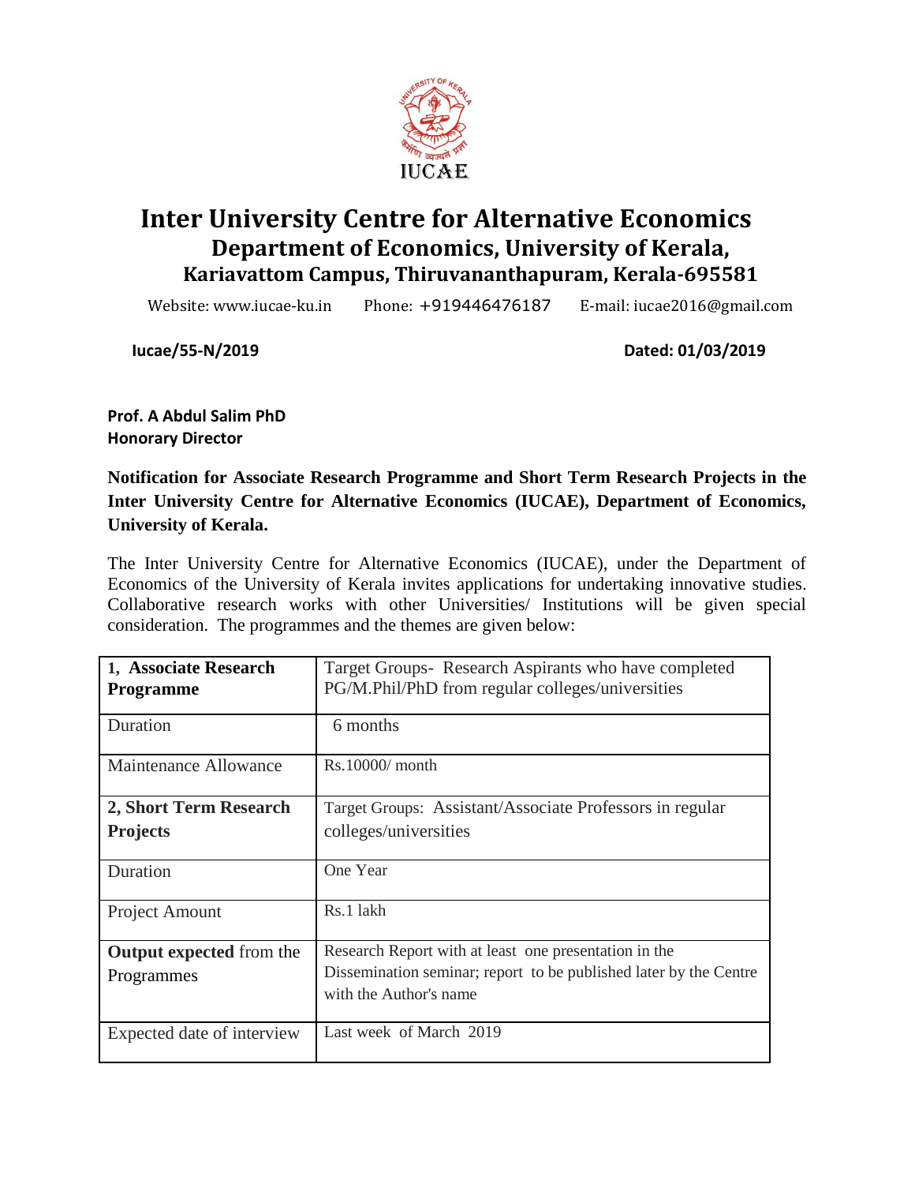IUCAE

# Inter University Centre for Alternative Economics

## Department of Economics, University of Kerala,

### Kariavattom Campus, Thiruvananthapuram, Kerala-695581

Website: www.iucae-ku.in Phone: +919446476187 E-mail: iucae2016@gmail.com

**Iucae/55-N/2019** **Dated: 01/03/2019**

**Prof. A Abdul Salim PhD**
**Honorary Director**

**Notification for Associate Research Programme and Short Term Research Projects in the Inter University Centre for Alternative Economics (IUCAE), Department of Economics, University of Kerala.**

The Inter University Centre for Alternative Economics (IUCAE), under the Department of Economics of the University of Kerala invites applications for undertaking innovative studies. Collaborative research works with other Universities/ Institutions will be given special consideration. The programmes and the themes are given below:

| | |
|---|---|
| **1, Associate Research Programme** | Target Groups- Research Aspirants who have completed PG/M.Phil/PhD from regular colleges/universities |
| Duration | 6 months |
| Maintenance Allowance | Rs.10000/ month |
| **2, Short Term Research Projects** | Target Groups: Assistant/Associate Professors in regular colleges/universities |
| Duration | One Year |
| Project Amount | Rs.1 lakh |
| **Output expected** from the Programmes | Research Report with at least one presentation in the Dissemination seminar; report to be published later by the Centre with the Author's name |
| Expected date of interview | Last week of March 2019 |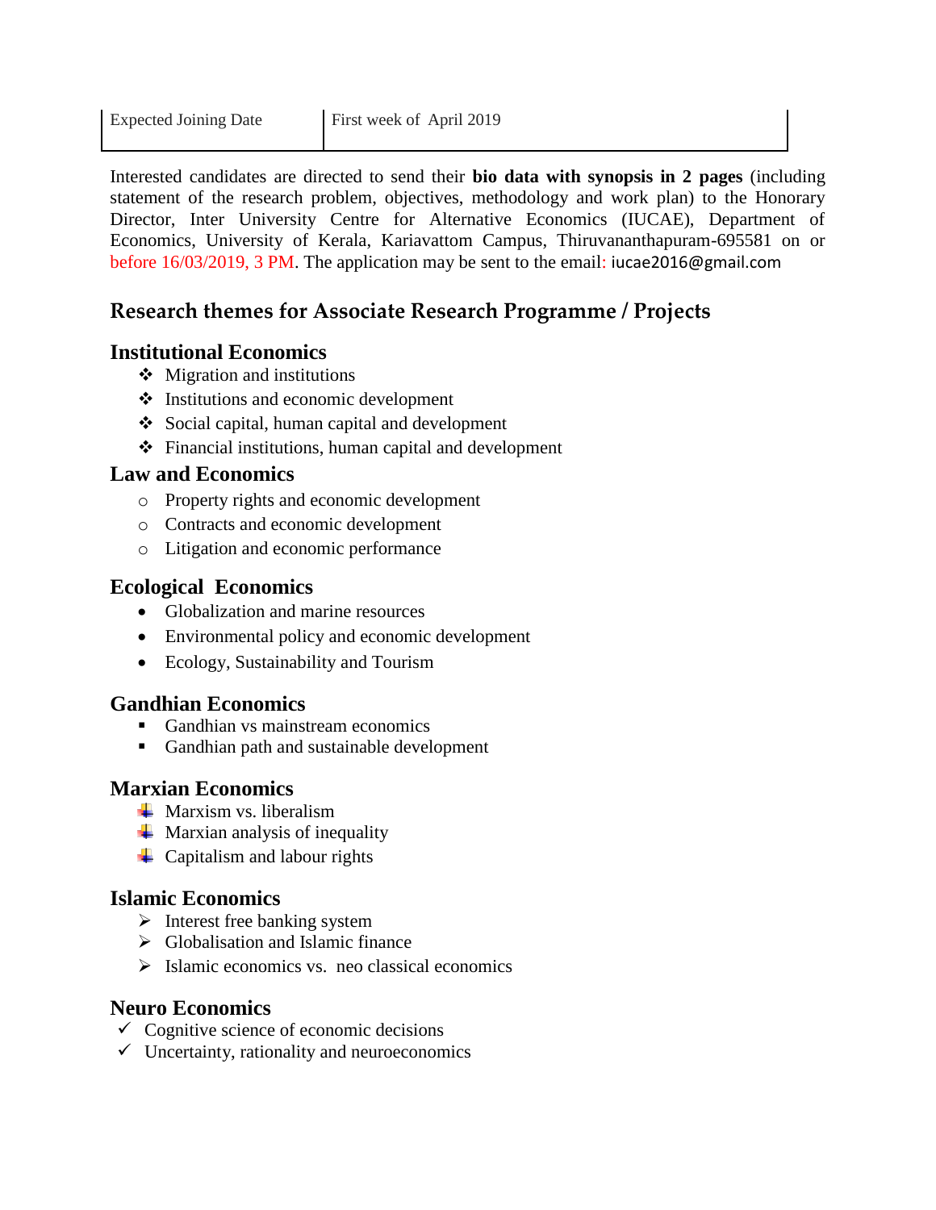| Expected Joining Date | First week of April 2019 |
|---|---|

Interested candidates are directed to send their **bio data with synopsis in 2 pages** (including statement of the research problem, objectives, methodology and work plan) to the Honorary Director, Inter University Centre for Alternative Economics (IUCAE), Department of Economics, University of Kerala, Kariavattom Campus, Thiruvananthapuram-695581 on or before 16/03/2019, 3 PM. The application may be sent to the email: iucae2016@gmail.com

## Research themes for Associate Research Programme / Projects

### Institutional Economics

- Migration and institutions
- Institutions and economic development
- Social capital, human capital and development
- Financial institutions, human capital and development

### Law and Economics

- Property rights and economic development
- Contracts and economic development
- Litigation and economic performance

### Ecological Economics

- Globalization and marine resources
- Environmental policy and economic development
- Ecology, Sustainability and Tourism

### Gandhian Economics

- Gandhian vs mainstream economics
- Gandhian path and sustainable development

### Marxian Economics

- Marxism vs. liberalism
- Marxian analysis of inequality
- Capitalism and labour rights

### Islamic Economics

- Interest free banking system
- Globalisation and Islamic finance
- Islamic economics vs. neo classical economics

### Neuro Economics

- Cognitive science of economic decisions
- Uncertainty, rationality and neuroeconomics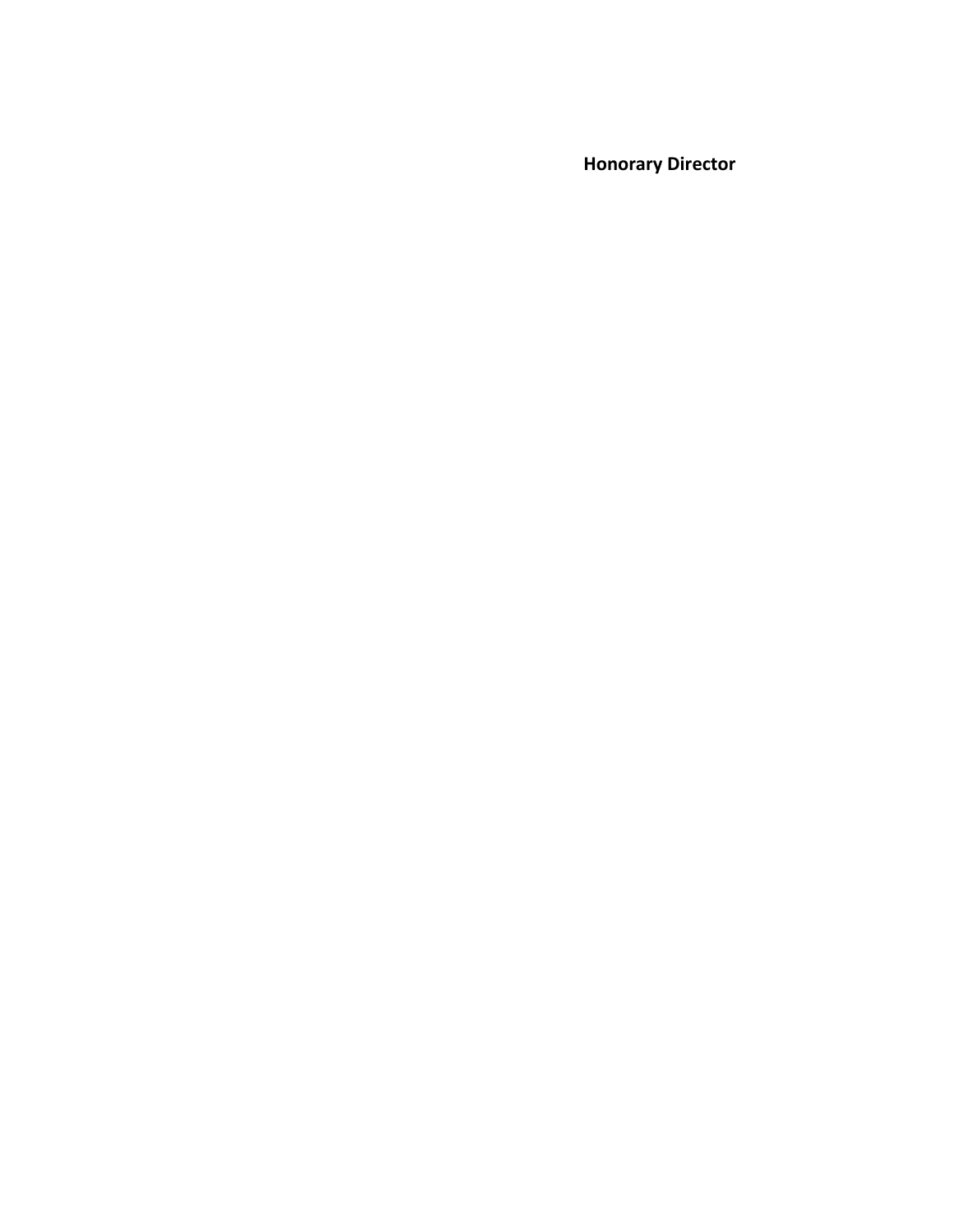**Honorary Director**